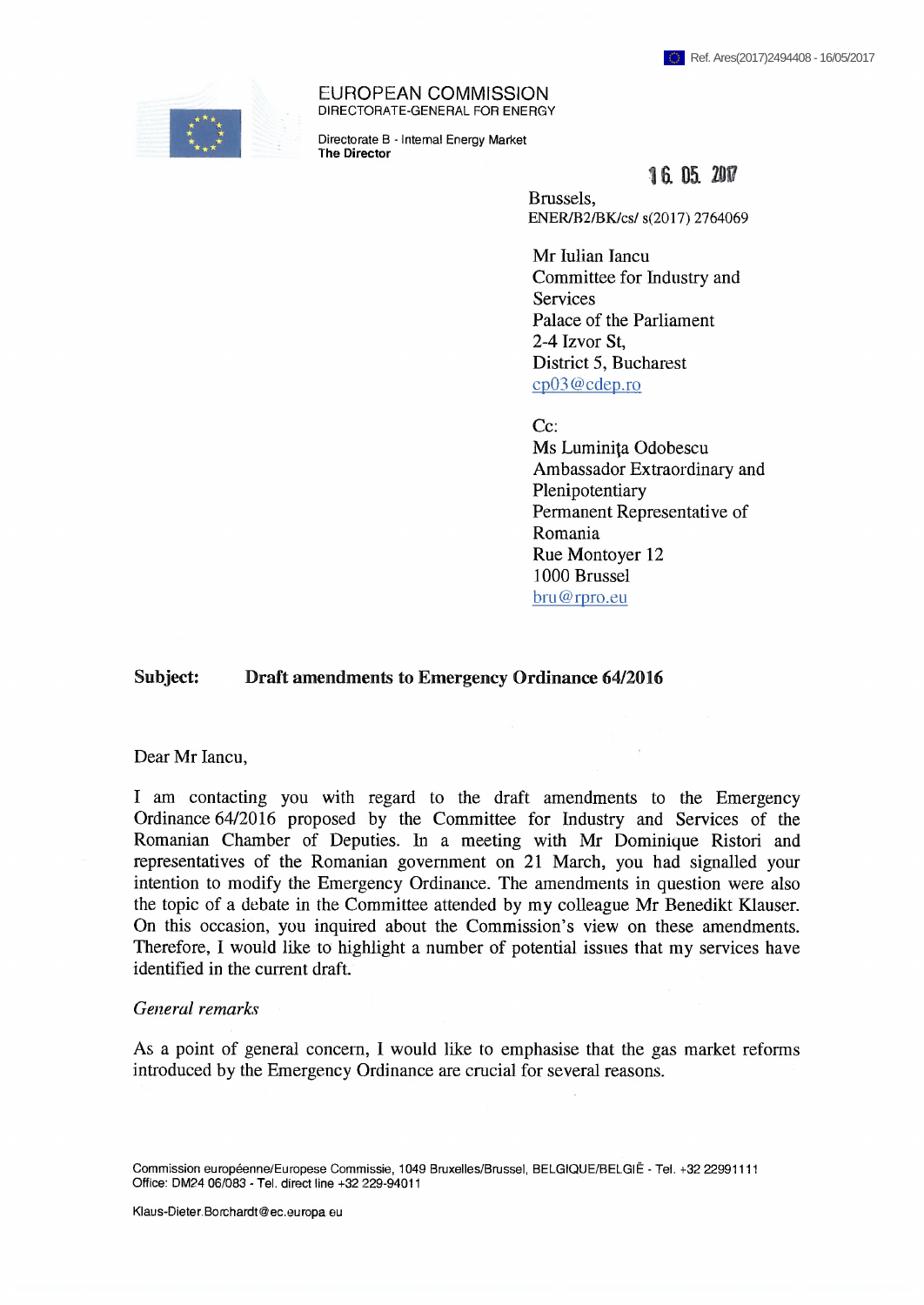Ref. Ares(2017)2494408 - 16/05/2017

EUROPEAN COMMISSION
DIRECTORATE-GENERAL FOR ENERGY

Directorate B - Internal Energy Market
**The Director**

16. 05. 2017

Brussels,
ENER/B2/BK/cs/ s(2017) 2764069

Mr Iulian Iancu
Committee for Industry and Services
Palace of the Parliament
2-4 Izvor St,
District 5, Bucharest
cp03@cdep.ro

Cc:
Ms Luminița Odobescu
Ambassador Extraordinary and Plenipotentiary
Permanent Representative of Romania
Rue Montoyer 12
1000 Brussel
bru@rpro.eu

**Subject: Draft amendments to Emergency Ordinance 64/2016**

Dear Mr Iancu,

I am contacting you with regard to the draft amendments to the Emergency Ordinance 64/2016 proposed by the Committee for Industry and Services of the Romanian Chamber of Deputies. In a meeting with Mr Dominique Ristori and representatives of the Romanian government on 21 March, you had signalled your intention to modify the Emergency Ordinance. The amendments in question were also the topic of a debate in the Committee attended by my colleague Mr Benedikt Klauser. On this occasion, you inquired about the Commission's view on these amendments. Therefore, I would like to highlight a number of potential issues that my services have identified in the current draft.

*General remarks*

As a point of general concern, I would like to emphasise that the gas market reforms introduced by the Emergency Ordinance are crucial for several reasons.

Commission européenne/Europese Commissie, 1049 Bruxelles/Brussel, BELGIQUE/BELGIË - Tel. +32 22991111
Office: DM24 06/083 - Tel. direct line +32 229-94011

Klaus-Dieter.Borchardt@ec.europa.eu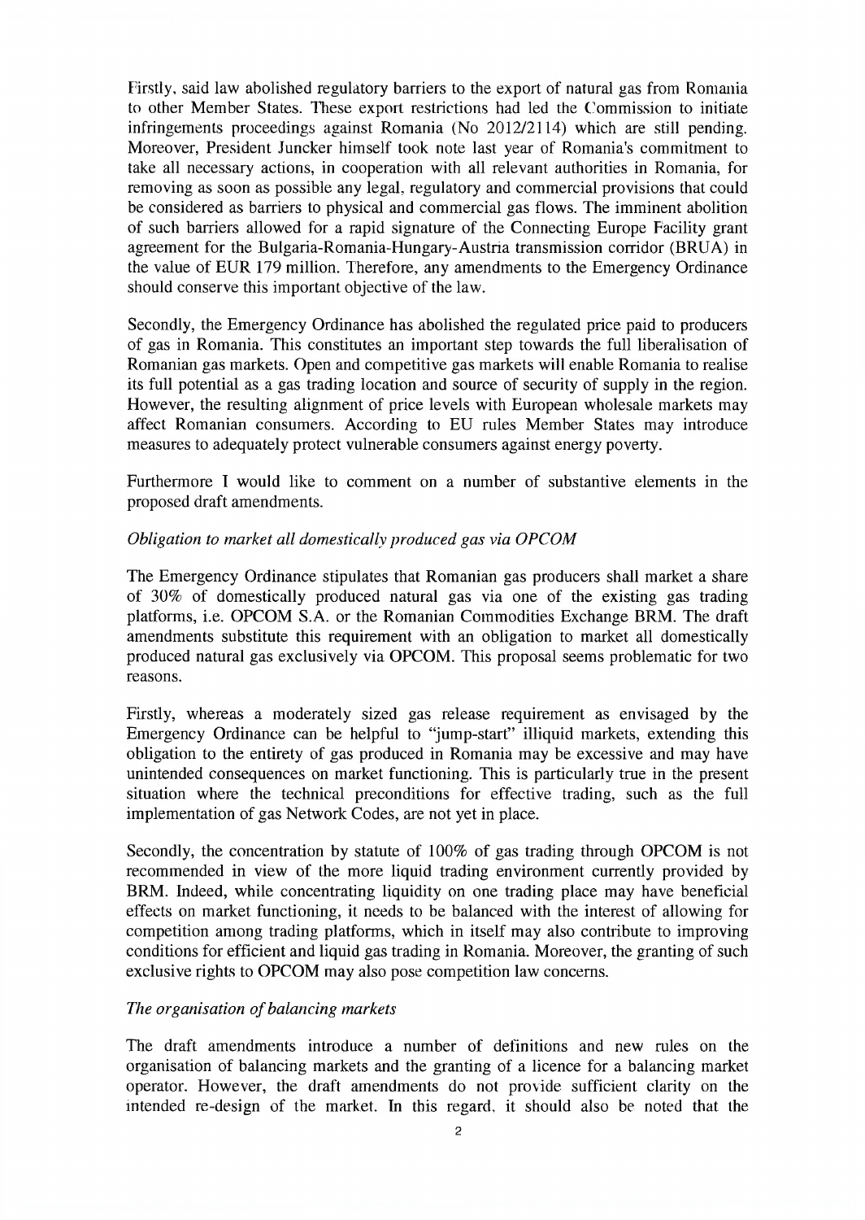Firstly, said law abolished regulatory barriers to the export of natural gas from Romania to other Member States. These export restrictions had led the Commission to initiate infringements proceedings against Romania (No 2012/2114) which are still pending. Moreover, President Juncker himself took note last year of Romania's commitment to take all necessary actions, in cooperation with all relevant authorities in Romania, for removing as soon as possible any legal, regulatory and commercial provisions that could be considered as barriers to physical and commercial gas flows. The imminent abolition of such barriers allowed for a rapid signature of the Connecting Europe Facility grant agreement for the Bulgaria-Romania-Hungary-Austria transmission corridor (BRUA) in the value of EUR 179 million. Therefore, any amendments to the Emergency Ordinance should conserve this important objective of the law.

Secondly, the Emergency Ordinance has abolished the regulated price paid to producers of gas in Romania. This constitutes an important step towards the full liberalisation of Romanian gas markets. Open and competitive gas markets will enable Romania to realise its full potential as a gas trading location and source of security of supply in the region. However, the resulting alignment of price levels with European wholesale markets may affect Romanian consumers. According to EU rules Member States may introduce measures to adequately protect vulnerable consumers against energy poverty.

Furthermore I would like to comment on a number of substantive elements in the proposed draft amendments.

*Obligation to market all domestically produced gas via OPCOM*

The Emergency Ordinance stipulates that Romanian gas producers shall market a share of 30% of domestically produced natural gas via one of the existing gas trading platforms, i.e. OPCOM S.A. or the Romanian Commodities Exchange BRM. The draft amendments substitute this requirement with an obligation to market all domestically produced natural gas exclusively via OPCOM. This proposal seems problematic for two reasons.

Firstly, whereas a moderately sized gas release requirement as envisaged by the Emergency Ordinance can be helpful to "jump-start" illiquid markets, extending this obligation to the entirety of gas produced in Romania may be excessive and may have unintended consequences on market functioning. This is particularly true in the present situation where the technical preconditions for effective trading, such as the full implementation of gas Network Codes, are not yet in place.

Secondly, the concentration by statute of 100% of gas trading through OPCOM is not recommended in view of the more liquid trading environment currently provided by BRM. Indeed, while concentrating liquidity on one trading place may have beneficial effects on market functioning, it needs to be balanced with the interest of allowing for competition among trading platforms, which in itself may also contribute to improving conditions for efficient and liquid gas trading in Romania. Moreover, the granting of such exclusive rights to OPCOM may also pose competition law concerns.

*The organisation of balancing markets*

The draft amendments introduce a number of definitions and new rules on the organisation of balancing markets and the granting of a licence for a balancing market operator. However, the draft amendments do not provide sufficient clarity on the intended re-design of the market. In this regard, it should also be noted that the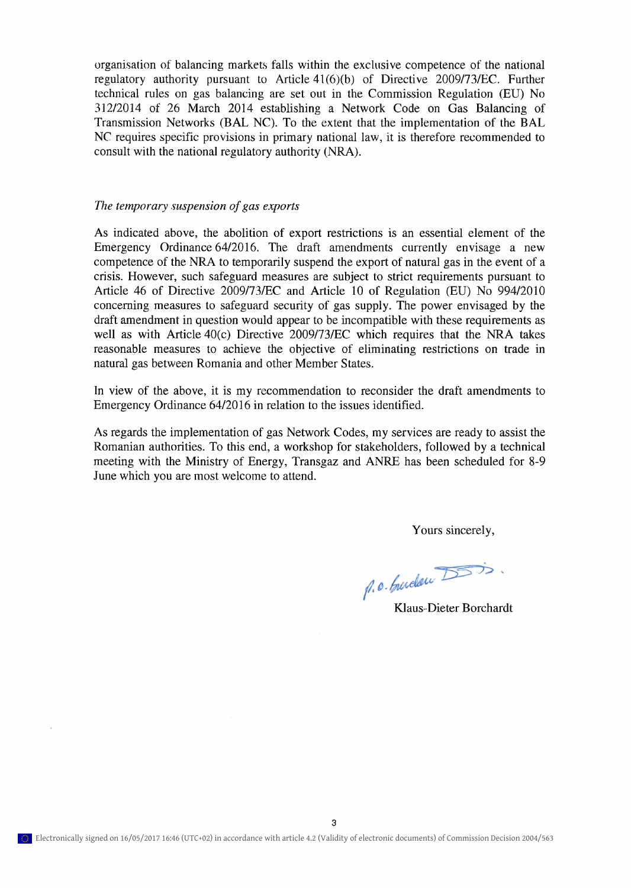organisation of balancing markets falls within the exclusive competence of the national regulatory authority pursuant to Article 41(6)(b) of Directive 2009/73/EC. Further technical rules on gas balancing are set out in the Commission Regulation (EU) No 312/2014 of 26 March 2014 establishing a Network Code on Gas Balancing of Transmission Networks (BAL NC). To the extent that the implementation of the BAL NC requires specific provisions in primary national law, it is therefore recommended to consult with the national regulatory authority (NRA).

*The temporary suspension of gas exports*

As indicated above, the abolition of export restrictions is an essential element of the Emergency Ordinance 64/2016. The draft amendments currently envisage a new competence of the NRA to temporarily suspend the export of natural gas in the event of a crisis. However, such safeguard measures are subject to strict requirements pursuant to Article 46 of Directive 2009/73/EC and Article 10 of Regulation (EU) No 994/2010 concerning measures to safeguard security of gas supply. The power envisaged by the draft amendment in question would appear to be incompatible with these requirements as well as with Article 40(c) Directive 2009/73/EC which requires that the NRA takes reasonable measures to achieve the objective of eliminating restrictions on trade in natural gas between Romania and other Member States.

In view of the above, it is my recommendation to reconsider the draft amendments to Emergency Ordinance 64/2016 in relation to the issues identified.

As regards the implementation of gas Network Codes, my services are ready to assist the Romanian authorities. To this end, a workshop for stakeholders, followed by a technical meeting with the Ministry of Energy, Transgaz and ANRE has been scheduled for 8-9 June which you are most welcome to attend.

Yours sincerely,

p.o. Burden

Klaus-Dieter Borchardt

Electronically signed on 16/05/2017 16:46 (UTC+02) in accordance with article 4.2 (Validity of electronic documents) of Commission Decision 2004/563